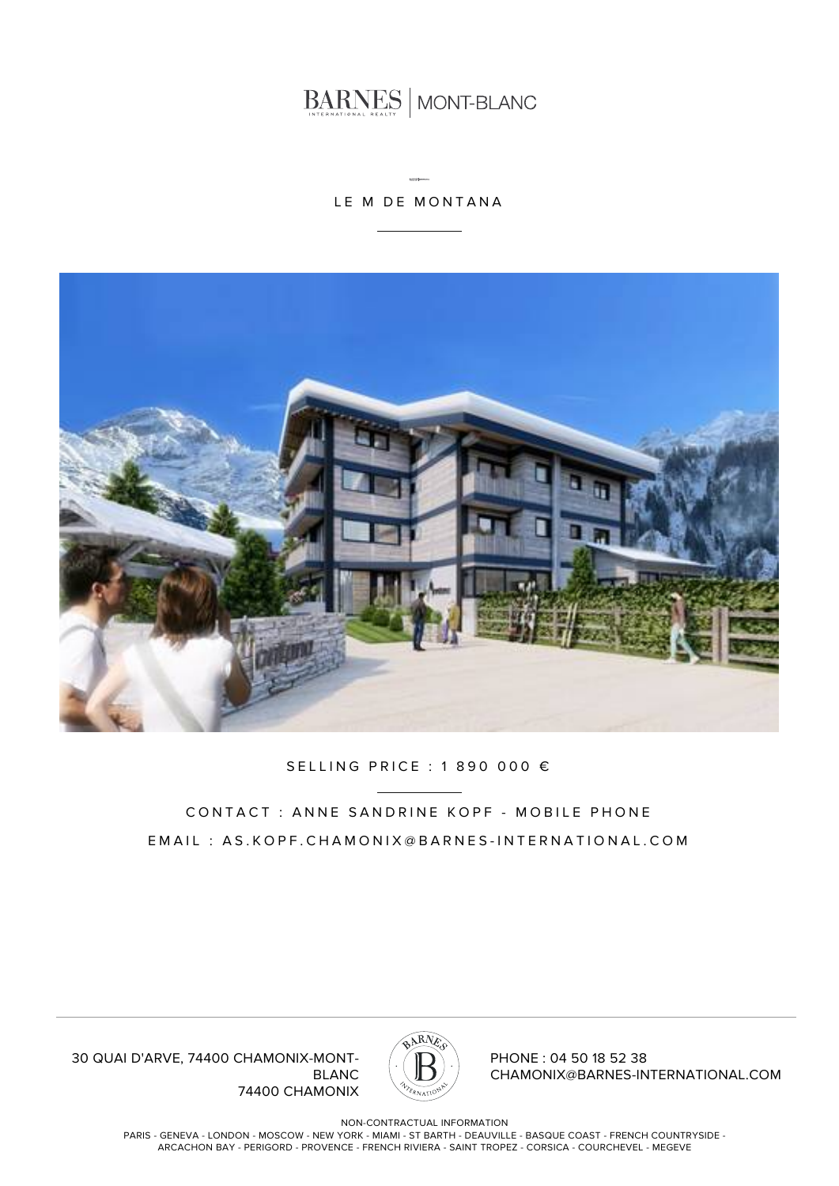BARNES | MONT-BLANC

# LE M DE MONTANA

SELLING PRICE : 1 890 000 €

CONTACT : ANNE SANDRINE KOPF - MOBILE PHONE

EMAIL : AS.KOPF.CHAMONIX@BARNES-INTERNATIONAL.COM

30 QUAI D'ARVE, 74400 CHAMONIX-MONT-BLANC
74400 CHAMONIX

PHONE : 04 50 18 52 38
CHAMONIX@BARNES-INTERNATIONAL.COM

NON-CONTRACTUAL INFORMATION

PARIS - GENEVA - LONDON - MOSCOW - NEW YORK - MIAMI - ST BARTH - DEAUVILLE - BASQUE COAST - FRENCH COUNTRYSIDE - ARCACHON BAY - PERIGORD - PROVENCE - FRENCH RIVIERA - SAINT TROPEZ - CORSICA - COURCHEVEL - MEGEVE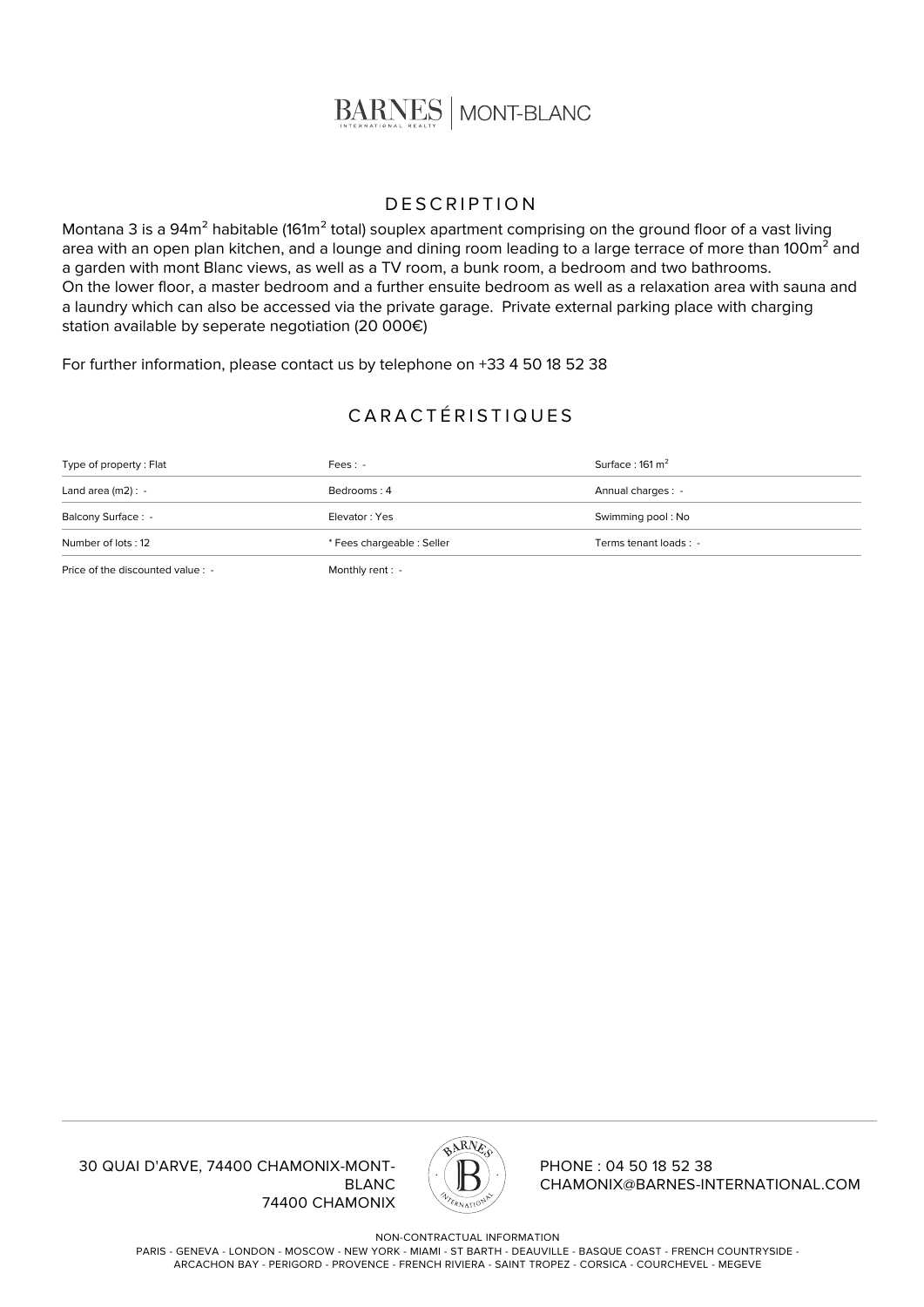## DESCRIPTION

Montana 3 is a 94m² habitable (161m² total) souplex apartment comprising on the ground floor of a vast living area with an open plan kitchen, and a lounge and dining room leading to a large terrace of more than 100m² and a garden with mont Blanc views, as well as a TV room, a bunk room, a bedroom and two bathrooms.
On the lower floor, a master bedroom and a further ensuite bedroom as well as a relaxation area with sauna and a laundry which can also be accessed via the private garage.  Private external parking place with charging station available by seperate negotiation (20 000€)

For further information, please contact us by telephone on +33 4 50 18 52 38

## CARACTÉRISTIQUES

| | | |
|---|---|---|
| Type of property : Flat | Fees : - | Surface : 161 m² |
| Land area (m2) : - | Bedrooms : 4 | Annual charges : - |
| Balcony Surface : - | Elevator : Yes | Swimming pool : No |
| Number of lots : 12 | * Fees chargeable : Seller | Terms tenant loads : - |
| Price of the discounted value : - | Monthly rent : - | |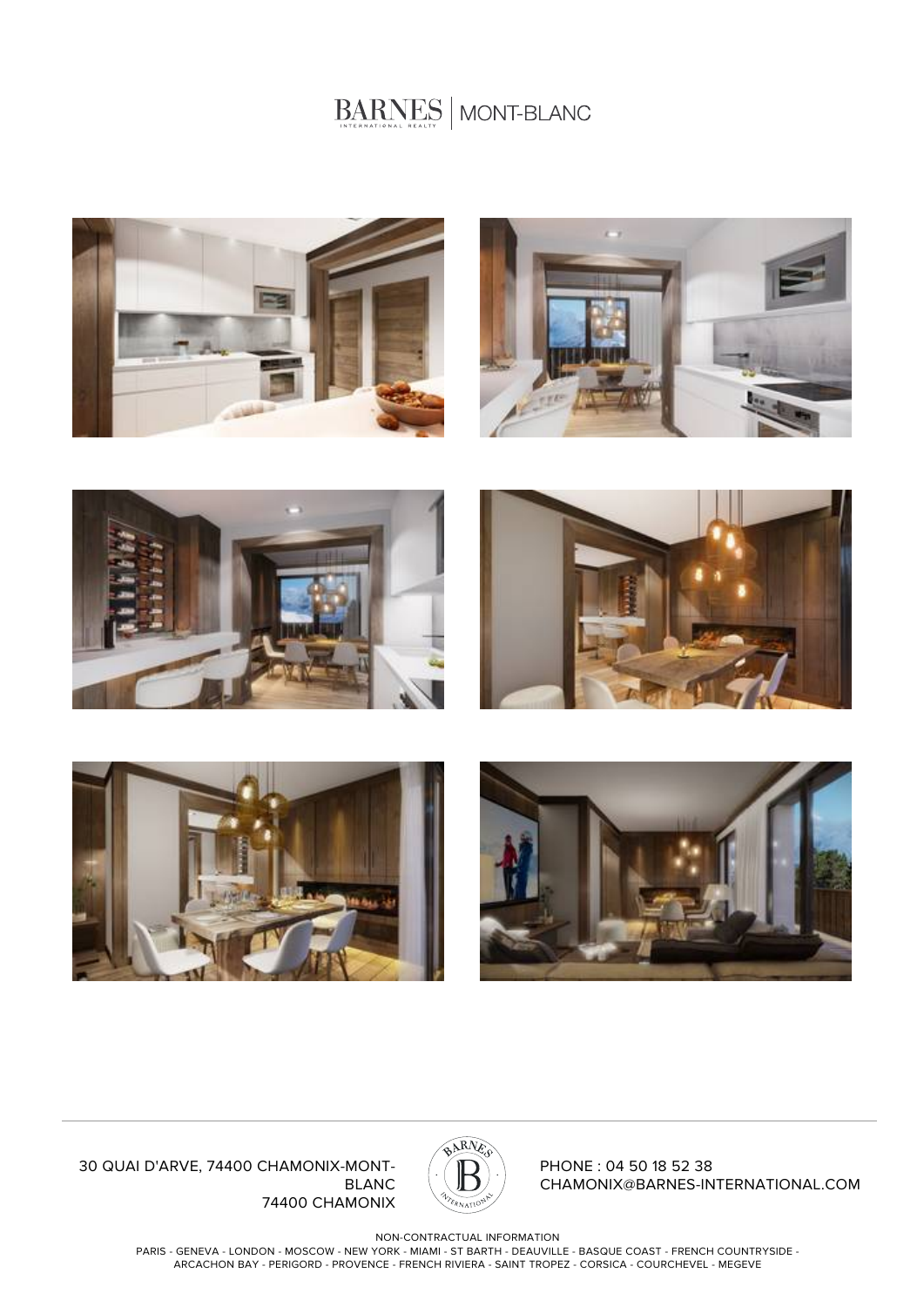BARNES | MONT-BLANC

30 QUAI D'ARVE, 74400 CHAMONIX-MONT-BLANC
74400 CHAMONIX

PHONE : 04 50 18 52 38
CHAMONIX@BARNES-INTERNATIONAL.COM

NON-CONTRACTUAL INFORMATION

PARIS - GENEVA - LONDON - MOSCOW - NEW YORK - MIAMI - ST BARTH - DEAUVILLE - BASQUE COAST - FRENCH COUNTRYSIDE - ARCACHON BAY - PERIGORD - PROVENCE - FRENCH RIVIERA - SAINT TROPEZ - CORSICA - COURCHEVEL - MEGEVE